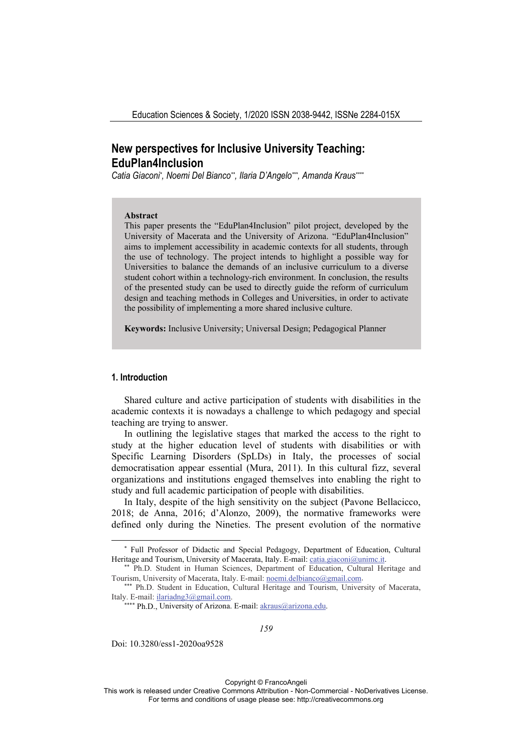# New perspectives for Inclusive University Teaching: EduPlan4Inclusion

*Catia Giaconi*[*], *Noemi Del Bianco*[**], *Ilaria D'Angelo*[***], *Amanda Kraus*[****]

**Abstract**

This paper presents the "EduPlan4Inclusion" pilot project, developed by the University of Macerata and the University of Arizona. "EduPlan4Inclusion" aims to implement accessibility in academic contexts for all students, through the use of technology. The project intends to highlight a possible way for Universities to balance the demands of an inclusive curriculum to a diverse student cohort within a technology-rich environment. In conclusion, the results of the presented study can be used to directly guide the reform of curriculum design and teaching methods in Colleges and Universities, in order to activate the possibility of implementing a more shared inclusive culture.

**Keywords:** Inclusive University; Universal Design; Pedagogical Planner

## 1. Introduction

Shared culture and active participation of students with disabilities in the academic contexts it is nowadays a challenge to which pedagogy and special teaching are trying to answer.

In outlining the legislative stages that marked the access to the right to study at the higher education level of students with disabilities or with Specific Learning Disorders (SpLDs) in Italy, the processes of social democratisation appear essential (Mura, 2011). In this cultural fizz, several organizations and institutions engaged themselves into enabling the right to study and full academic participation of people with disabilities.

In Italy, despite of the high sensitivity on the subject (Pavone Bellacicco, 2018; de Anna, 2016; d'Alonzo, 2009), the normative frameworks were defined only during the Nineties. The present evolution of the normative

---

[*] Full Professor of Didactic and Special Pedagogy, Department of Education, Cultural Heritage and Tourism, University of Macerata, Italy. E-mail: catia.giaconi@unimc.it.

[**] Ph.D. Student in Human Sciences, Department of Education, Cultural Heritage and Tourism, University of Macerata, Italy. E-mail: noemi.delbianco@gmail.com.

[***] Ph.D. Student in Education, Cultural Heritage and Tourism, University of Macerata, Italy. E-mail: ilariadng3@gmail.com.

[****] Ph.D., University of Arizona. E-mail: akraus@arizona.edu.

Doi: 10.3280/ess1-2020oa9528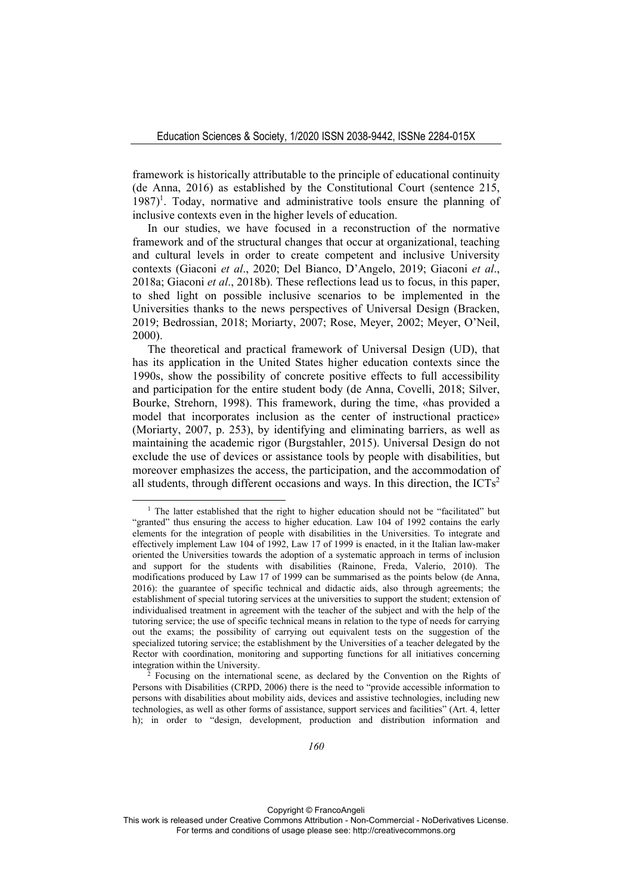framework is historically attributable to the principle of educational continuity (de Anna, 2016) as established by the Constitutional Court (sentence 215, 1987)[1]. Today, normative and administrative tools ensure the planning of inclusive contexts even in the higher levels of education.

In our studies, we have focused in a reconstruction of the normative framework and of the structural changes that occur at organizational, teaching and cultural levels in order to create competent and inclusive University contexts (Giaconi *et al*., 2020; Del Bianco, D'Angelo, 2019; Giaconi *et al*., 2018a; Giaconi *et al*., 2018b). These reflections lead us to focus, in this paper, to shed light on possible inclusive scenarios to be implemented in the Universities thanks to the news perspectives of Universal Design (Bracken, 2019; Bedrossian, 2018; Moriarty, 2007; Rose, Meyer, 2002; Meyer, O'Neil, 2000).

The theoretical and practical framework of Universal Design (UD), that has its application in the United States higher education contexts since the 1990s, show the possibility of concrete positive effects to full accessibility and participation for the entire student body (de Anna, Covelli, 2018; Silver, Bourke, Strehorn, 1998). This framework, during the time, «has provided a model that incorporates inclusion as the center of instructional practice» (Moriarty, 2007, p. 253), by identifying and eliminating barriers, as well as maintaining the academic rigor (Burgstahler, 2015). Universal Design do not exclude the use of devices or assistance tools by people with disabilities, but moreover emphasizes the access, the participation, and the accommodation of all students, through different occasions and ways. In this direction, the ICTs[2]

[1] The latter established that the right to higher education should not be "facilitated" but "granted" thus ensuring the access to higher education. Law 104 of 1992 contains the early elements for the integration of people with disabilities in the Universities. To integrate and effectively implement Law 104 of 1992, Law 17 of 1999 is enacted, in it the Italian law-maker oriented the Universities towards the adoption of a systematic approach in terms of inclusion and support for the students with disabilities (Rainone, Freda, Valerio, 2010). The modifications produced by Law 17 of 1999 can be summarised as the points below (de Anna, 2016): the guarantee of specific technical and didactic aids, also through agreements; the establishment of special tutoring services at the universities to support the student; extension of individualised treatment in agreement with the teacher of the subject and with the help of the tutoring service; the use of specific technical means in relation to the type of needs for carrying out the exams; the possibility of carrying out equivalent tests on the suggestion of the specialized tutoring service; the establishment by the Universities of a teacher delegated by the Rector with coordination, monitoring and supporting functions for all initiatives concerning integration within the University.

[2] Focusing on the international scene, as declared by the Convention on the Rights of Persons with Disabilities (CRPD, 2006) there is the need to "provide accessible information to persons with disabilities about mobility aids, devices and assistive technologies, including new technologies, as well as other forms of assistance, support services and facilities" (Art. 4, letter h); in order to "design, development, production and distribution information and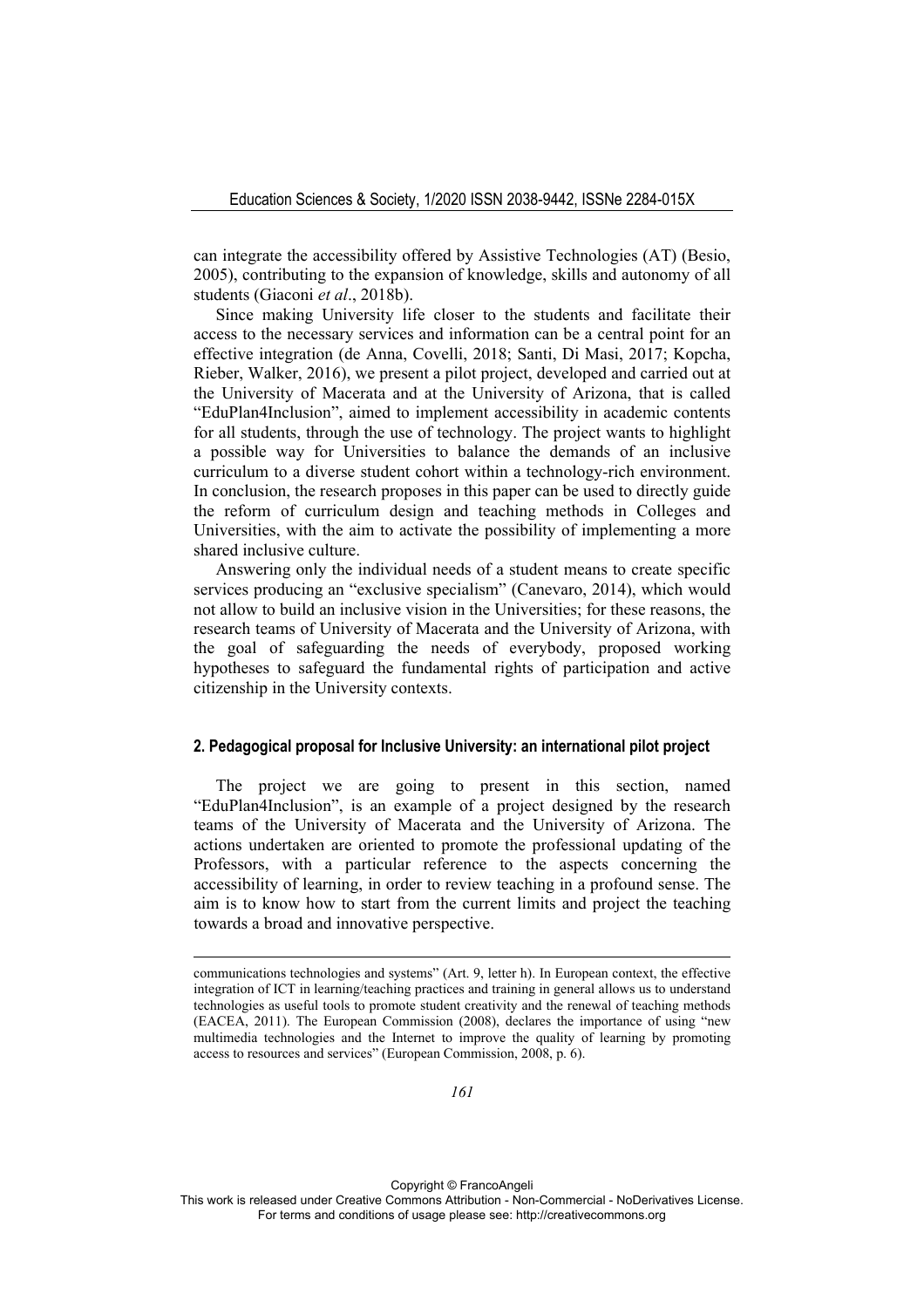can integrate the accessibility offered by Assistive Technologies (AT) (Besio, 2005), contributing to the expansion of knowledge, skills and autonomy of all students (Giaconi *et al*., 2018b).

Since making University life closer to the students and facilitate their access to the necessary services and information can be a central point for an effective integration (de Anna, Covelli, 2018; Santi, Di Masi, 2017; Kopcha, Rieber, Walker, 2016), we present a pilot project, developed and carried out at the University of Macerata and at the University of Arizona, that is called "EduPlan4Inclusion", aimed to implement accessibility in academic contents for all students, through the use of technology. The project wants to highlight a possible way for Universities to balance the demands of an inclusive curriculum to a diverse student cohort within a technology-rich environment. In conclusion, the research proposes in this paper can be used to directly guide the reform of curriculum design and teaching methods in Colleges and Universities, with the aim to activate the possibility of implementing a more shared inclusive culture.

Answering only the individual needs of a student means to create specific services producing an "exclusive specialism" (Canevaro, 2014), which would not allow to build an inclusive vision in the Universities; for these reasons, the research teams of University of Macerata and the University of Arizona, with the goal of safeguarding the needs of everybody, proposed working hypotheses to safeguard the fundamental rights of participation and active citizenship in the University contexts.

## 2. Pedagogical proposal for Inclusive University: an international pilot project

The project we are going to present in this section, named "EduPlan4Inclusion", is an example of a project designed by the research teams of the University of Macerata and the University of Arizona. The actions undertaken are oriented to promote the professional updating of the Professors, with a particular reference to the aspects concerning the accessibility of learning, in order to review teaching in a profound sense. The aim is to know how to start from the current limits and project the teaching towards a broad and innovative perspective.

communications technologies and systems" (Art. 9, letter h). In European context, the effective integration of ICT in learning/teaching practices and training in general allows us to understand technologies as useful tools to promote student creativity and the renewal of teaching methods (EACEA, 2011). The European Commission (2008), declares the importance of using "new multimedia technologies and the Internet to improve the quality of learning by promoting access to resources and services" (European Commission, 2008, p. 6).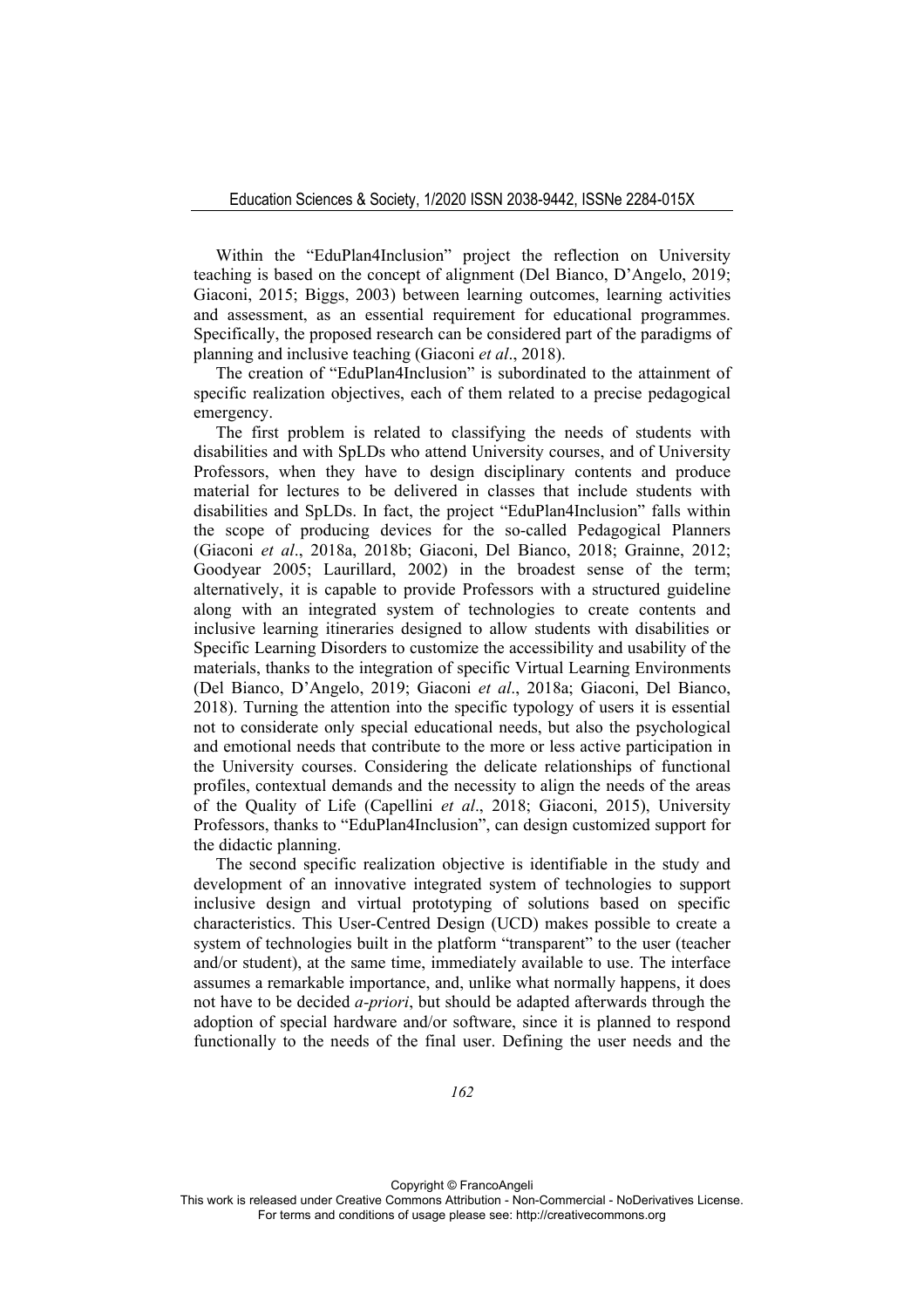Within the "EduPlan4Inclusion" project the reflection on University teaching is based on the concept of alignment (Del Bianco, D'Angelo, 2019; Giaconi, 2015; Biggs, 2003) between learning outcomes, learning activities and assessment, as an essential requirement for educational programmes. Specifically, the proposed research can be considered part of the paradigms of planning and inclusive teaching (Giaconi *et al*., 2018).

The creation of "EduPlan4Inclusion" is subordinated to the attainment of specific realization objectives, each of them related to a precise pedagogical emergency.

The first problem is related to classifying the needs of students with disabilities and with SpLDs who attend University courses, and of University Professors, when they have to design disciplinary contents and produce material for lectures to be delivered in classes that include students with disabilities and SpLDs. In fact, the project "EduPlan4Inclusion" falls within the scope of producing devices for the so-called Pedagogical Planners (Giaconi *et al*., 2018a, 2018b; Giaconi, Del Bianco, 2018; Grainne, 2012; Goodyear 2005; Laurillard, 2002) in the broadest sense of the term; alternatively, it is capable to provide Professors with a structured guideline along with an integrated system of technologies to create contents and inclusive learning itineraries designed to allow students with disabilities or Specific Learning Disorders to customize the accessibility and usability of the materials, thanks to the integration of specific Virtual Learning Environments (Del Bianco, D'Angelo, 2019; Giaconi *et al*., 2018a; Giaconi, Del Bianco, 2018). Turning the attention into the specific typology of users it is essential not to considerate only special educational needs, but also the psychological and emotional needs that contribute to the more or less active participation in the University courses. Considering the delicate relationships of functional profiles, contextual demands and the necessity to align the needs of the areas of the Quality of Life (Capellini *et al*., 2018; Giaconi, 2015), University Professors, thanks to "EduPlan4Inclusion", can design customized support for the didactic planning.

The second specific realization objective is identifiable in the study and development of an innovative integrated system of technologies to support inclusive design and virtual prototyping of solutions based on specific characteristics. This User-Centred Design (UCD) makes possible to create a system of technologies built in the platform "transparent" to the user (teacher and/or student), at the same time, immediately available to use. The interface assumes a remarkable importance, and, unlike what normally happens, it does not have to be decided *a-priori*, but should be adapted afterwards through the adoption of special hardware and/or software, since it is planned to respond functionally to the needs of the final user. Defining the user needs and the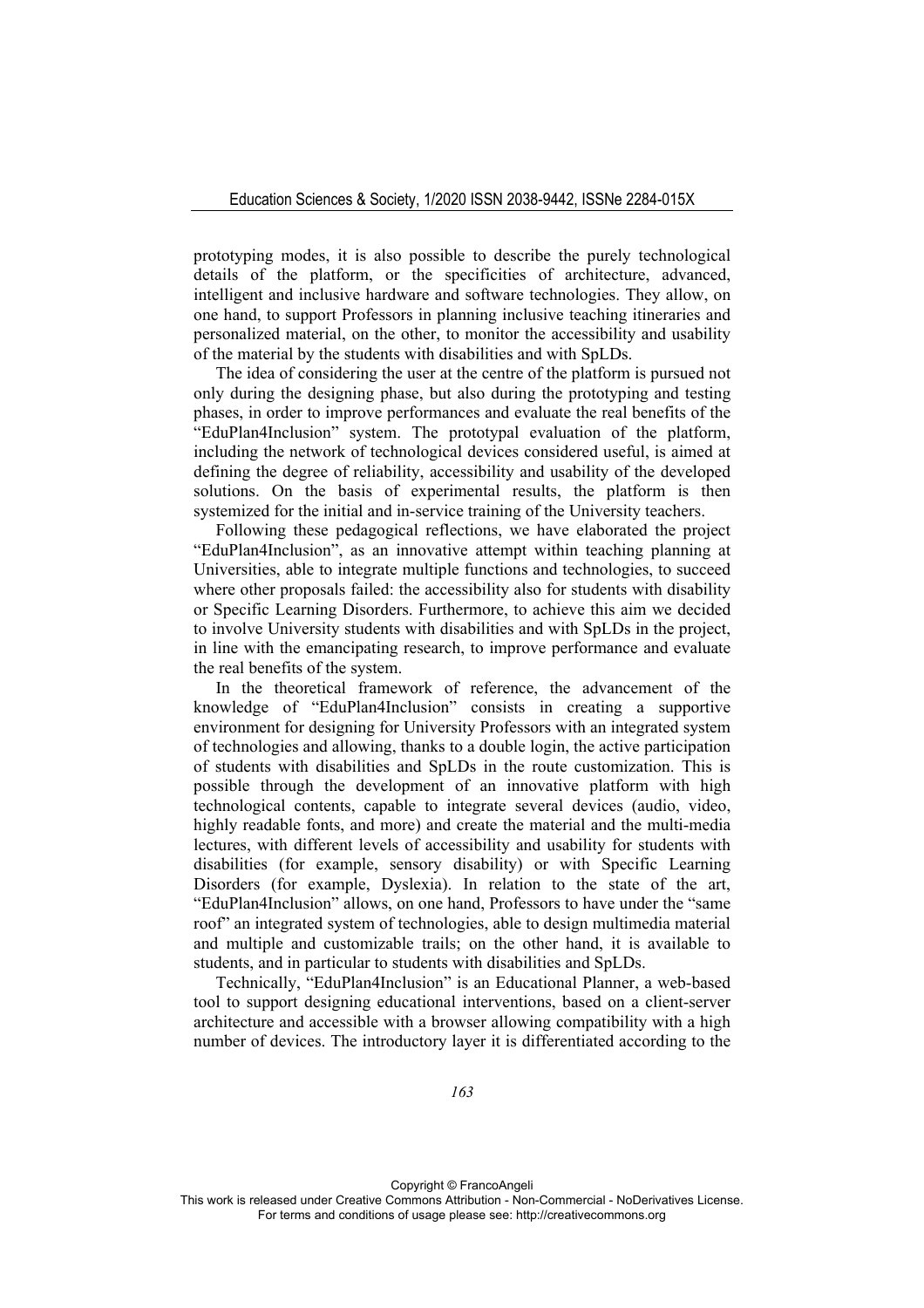prototyping modes, it is also possible to describe the purely technological details of the platform, or the specificities of architecture, advanced, intelligent and inclusive hardware and software technologies. They allow, on one hand, to support Professors in planning inclusive teaching itineraries and personalized material, on the other, to monitor the accessibility and usability of the material by the students with disabilities and with SpLDs.

The idea of considering the user at the centre of the platform is pursued not only during the designing phase, but also during the prototyping and testing phases, in order to improve performances and evaluate the real benefits of the "EduPlan4Inclusion" system. The prototypal evaluation of the platform, including the network of technological devices considered useful, is aimed at defining the degree of reliability, accessibility and usability of the developed solutions. On the basis of experimental results, the platform is then systemized for the initial and in-service training of the University teachers.

Following these pedagogical reflections, we have elaborated the project "EduPlan4Inclusion", as an innovative attempt within teaching planning at Universities, able to integrate multiple functions and technologies, to succeed where other proposals failed: the accessibility also for students with disability or Specific Learning Disorders. Furthermore, to achieve this aim we decided to involve University students with disabilities and with SpLDs in the project, in line with the emancipating research, to improve performance and evaluate the real benefits of the system.

In the theoretical framework of reference, the advancement of the knowledge of "EduPlan4Inclusion" consists in creating a supportive environment for designing for University Professors with an integrated system of technologies and allowing, thanks to a double login, the active participation of students with disabilities and SpLDs in the route customization. This is possible through the development of an innovative platform with high technological contents, capable to integrate several devices (audio, video, highly readable fonts, and more) and create the material and the multi-media lectures, with different levels of accessibility and usability for students with disabilities (for example, sensory disability) or with Specific Learning Disorders (for example, Dyslexia). In relation to the state of the art, "EduPlan4Inclusion" allows, on one hand, Professors to have under the "same roof" an integrated system of technologies, able to design multimedia material and multiple and customizable trails; on the other hand, it is available to students, and in particular to students with disabilities and SpLDs.

Technically, "EduPlan4Inclusion" is an Educational Planner, a web-based tool to support designing educational interventions, based on a client-server architecture and accessible with a browser allowing compatibility with a high number of devices. The introductory layer it is differentiated according to the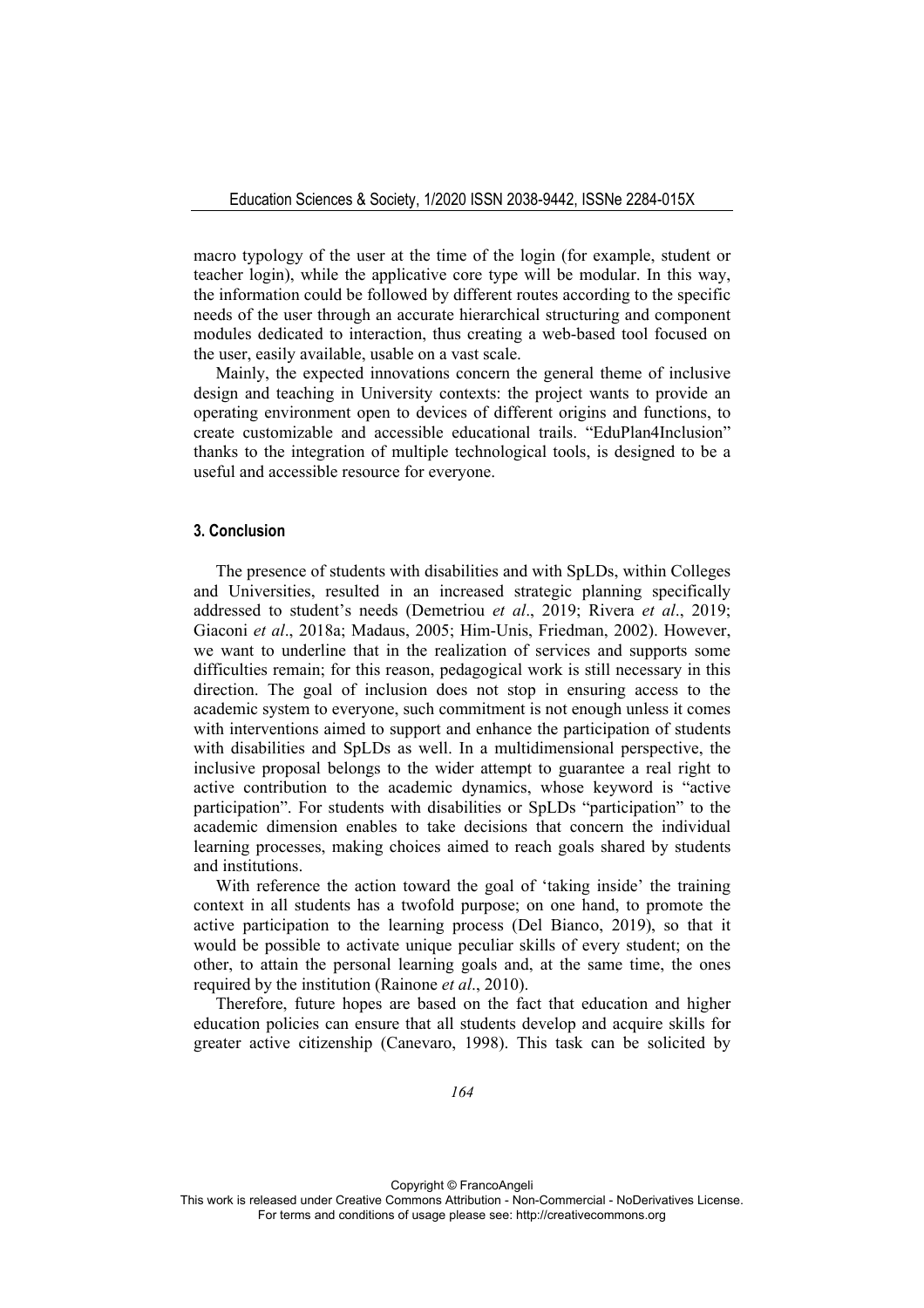macro typology of the user at the time of the login (for example, student or teacher login), while the applicative core type will be modular. In this way, the information could be followed by different routes according to the specific needs of the user through an accurate hierarchical structuring and component modules dedicated to interaction, thus creating a web-based tool focused on the user, easily available, usable on a vast scale.

Mainly, the expected innovations concern the general theme of inclusive design and teaching in University contexts: the project wants to provide an operating environment open to devices of different origins and functions, to create customizable and accessible educational trails. "EduPlan4Inclusion" thanks to the integration of multiple technological tools, is designed to be a useful and accessible resource for everyone.

## 3. Conclusion

The presence of students with disabilities and with SpLDs, within Colleges and Universities, resulted in an increased strategic planning specifically addressed to student's needs (Demetriou *et al*., 2019; Rivera *et al*., 2019; Giaconi *et al*., 2018a; Madaus, 2005; Him-Unis, Friedman, 2002). However, we want to underline that in the realization of services and supports some difficulties remain; for this reason, pedagogical work is still necessary in this direction. The goal of inclusion does not stop in ensuring access to the academic system to everyone, such commitment is not enough unless it comes with interventions aimed to support and enhance the participation of students with disabilities and SpLDs as well. In a multidimensional perspective, the inclusive proposal belongs to the wider attempt to guarantee a real right to active contribution to the academic dynamics, whose keyword is "active participation". For students with disabilities or SpLDs "participation" to the academic dimension enables to take decisions that concern the individual learning processes, making choices aimed to reach goals shared by students and institutions.

With reference the action toward the goal of 'taking inside' the training context in all students has a twofold purpose; on one hand, to promote the active participation to the learning process (Del Bianco, 2019), so that it would be possible to activate unique peculiar skills of every student; on the other, to attain the personal learning goals and, at the same time, the ones required by the institution (Rainone *et al*., 2010).

Therefore, future hopes are based on the fact that education and higher education policies can ensure that all students develop and acquire skills for greater active citizenship (Canevaro, 1998). This task can be solicited by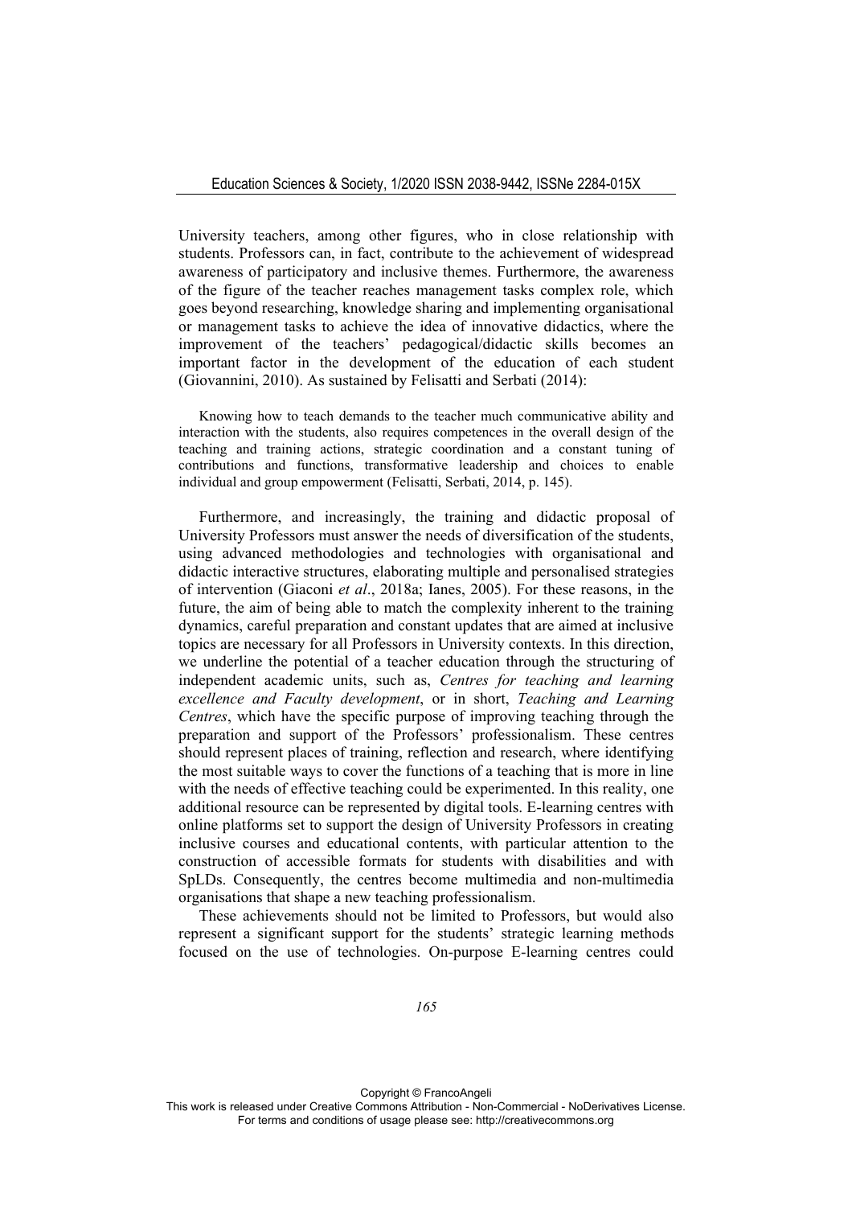University teachers, among other figures, who in close relationship with students. Professors can, in fact, contribute to the achievement of widespread awareness of participatory and inclusive themes. Furthermore, the awareness of the figure of the teacher reaches management tasks complex role, which goes beyond researching, knowledge sharing and implementing organisational or management tasks to achieve the idea of innovative didactics, where the improvement of the teachers' pedagogical/didactic skills becomes an important factor in the development of the education of each student (Giovannini, 2010). As sustained by Felisatti and Serbati (2014):

> Knowing how to teach demands to the teacher much communicative ability and interaction with the students, also requires competences in the overall design of the teaching and training actions, strategic coordination and a constant tuning of contributions and functions, transformative leadership and choices to enable individual and group empowerment (Felisatti, Serbati, 2014, p. 145).

Furthermore, and increasingly, the training and didactic proposal of University Professors must answer the needs of diversification of the students, using advanced methodologies and technologies with organisational and didactic interactive structures, elaborating multiple and personalised strategies of intervention (Giaconi *et al*., 2018a; Ianes, 2005). For these reasons, in the future, the aim of being able to match the complexity inherent to the training dynamics, careful preparation and constant updates that are aimed at inclusive topics are necessary for all Professors in University contexts. In this direction, we underline the potential of a teacher education through the structuring of independent academic units, such as, *Centres for teaching and learning excellence and Faculty development*, or in short, *Teaching and Learning Centres*, which have the specific purpose of improving teaching through the preparation and support of the Professors' professionalism. These centres should represent places of training, reflection and research, where identifying the most suitable ways to cover the functions of a teaching that is more in line with the needs of effective teaching could be experimented. In this reality, one additional resource can be represented by digital tools. E-learning centres with online platforms set to support the design of University Professors in creating inclusive courses and educational contents, with particular attention to the construction of accessible formats for students with disabilities and with SpLDs. Consequently, the centres become multimedia and non-multimedia organisations that shape a new teaching professionalism.

These achievements should not be limited to Professors, but would also represent a significant support for the students' strategic learning methods focused on the use of technologies. On-purpose E-learning centres could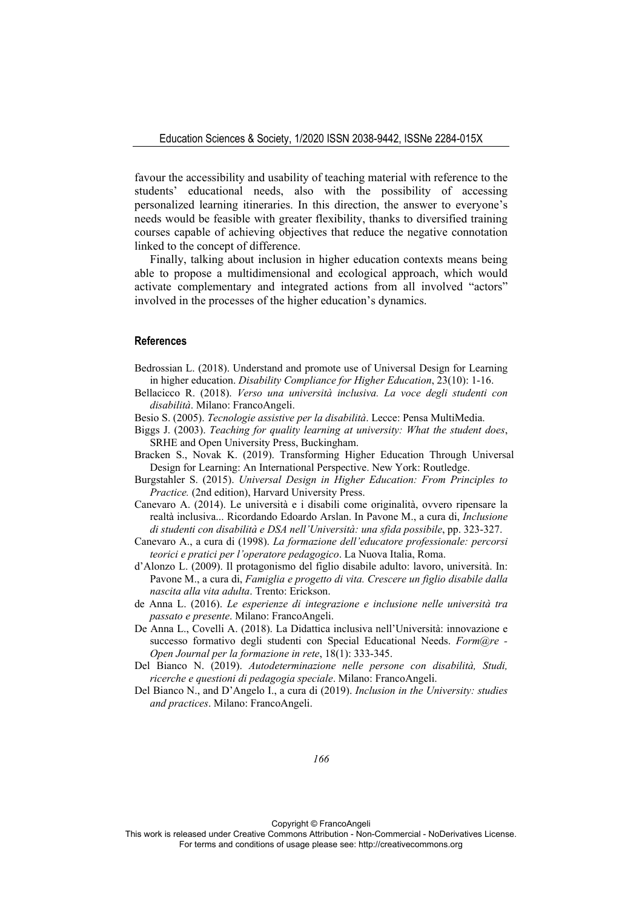favour the accessibility and usability of teaching material with reference to the students' educational needs, also with the possibility of accessing personalized learning itineraries. In this direction, the answer to everyone's needs would be feasible with greater flexibility, thanks to diversified training courses capable of achieving objectives that reduce the negative connotation linked to the concept of difference.

Finally, talking about inclusion in higher education contexts means being able to propose a multidimensional and ecological approach, which would activate complementary and integrated actions from all involved "actors" involved in the processes of the higher education's dynamics.

## References

Bedrossian L. (2018). Understand and promote use of Universal Design for Learning in higher education. *Disability Compliance for Higher Education*, 23(10): 1-16.

Bellacicco R. (2018). *Verso una università inclusiva. La voce degli studenti con disabilità*. Milano: FrancoAngeli.

Besio S. (2005). *Tecnologie assistive per la disabilità*. Lecce: Pensa MultiMedia.

Biggs J. (2003). *Teaching for quality learning at university: What the student does*, SRHE and Open University Press, Buckingham.

Bracken S., Novak K. (2019). Transforming Higher Education Through Universal Design for Learning: An International Perspective. New York: Routledge.

Burgstahler S. (2015). *Universal Design in Higher Education: From Principles to Practice.* (2nd edition), Harvard University Press.

Canevaro A. (2014). Le università e i disabili come originalità, ovvero ripensare la realtà inclusiva... Ricordando Edoardo Arslan. In Pavone M., a cura di, *Inclusione di studenti con disabilità e DSA nell'Università: una sfida possibile*, pp. 323-327.

Canevaro A., a cura di (1998). *La formazione dell'educatore professionale: percorsi teorici e pratici per l'operatore pedagogico*. La Nuova Italia, Roma.

d'Alonzo L. (2009). Il protagonismo del figlio disabile adulto: lavoro, università. In: Pavone M., a cura di, *Famiglia e progetto di vita. Crescere un figlio disabile dalla nascita alla vita adulta*. Trento: Erickson.

de Anna L. (2016). *Le esperienze di integrazione e inclusione nelle università tra passato e presente*. Milano: FrancoAngeli.

De Anna L., Covelli A. (2018). La Didattica inclusiva nell'Università: innovazione e successo formativo degli studenti con Special Educational Needs. *Form@re - Open Journal per la formazione in rete*, 18(1): 333-345.

Del Bianco N. (2019). *Autodeterminazione nelle persone con disabilità, Studi, ricerche e questioni di pedagogia speciale*. Milano: FrancoAngeli.

Del Bianco N., and D'Angelo I., a cura di (2019). *Inclusion in the University: studies and practices*. Milano: FrancoAngeli.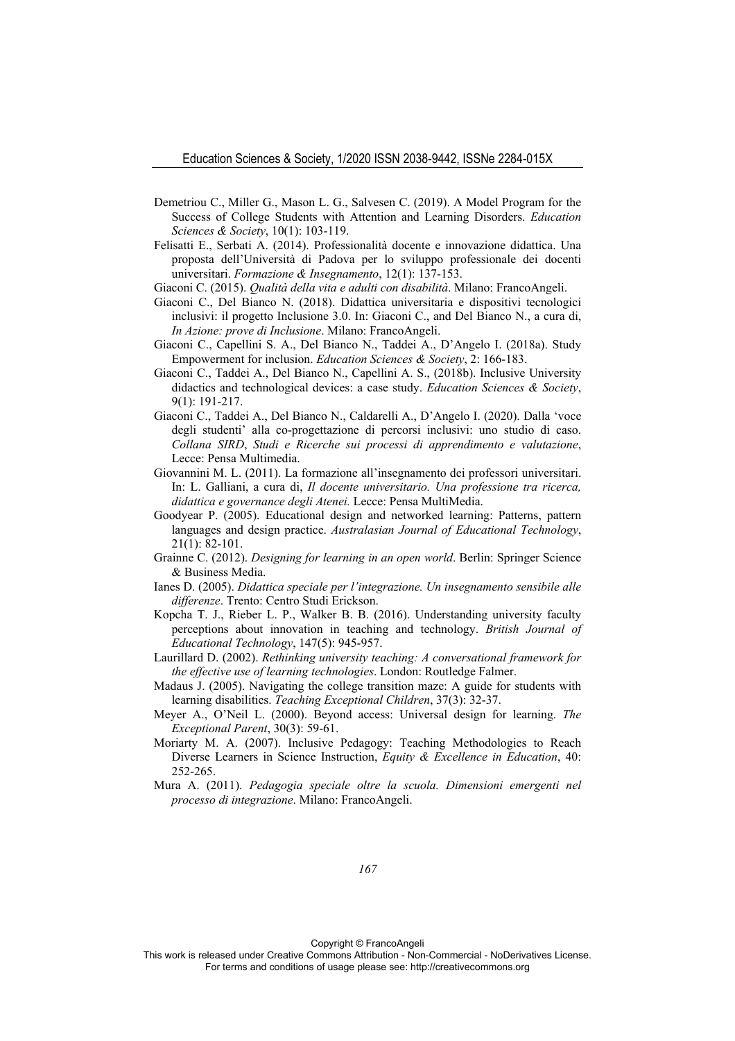Demetriou C., Miller G., Mason L. G., Salvesen C. (2019). A Model Program for the Success of College Students with Attention and Learning Disorders. *Education Sciences & Society*, 10(1): 103-119.

Felisatti E., Serbati A. (2014). Professionalità docente e innovazione didattica. Una proposta dell'Università di Padova per lo sviluppo professionale dei docenti universitari. *Formazione & Insegnamento*, 12(1): 137-153.

Giaconi C. (2015). *Qualità della vita e adulti con disabilità*. Milano: FrancoAngeli.

Giaconi C., Del Bianco N. (2018). Didattica universitaria e dispositivi tecnologici inclusivi: il progetto Inclusione 3.0. In: Giaconi C., and Del Bianco N., a cura di, *In Azione: prove di Inclusione*. Milano: FrancoAngeli.

Giaconi C., Capellini S. A., Del Bianco N., Taddei A., D'Angelo I. (2018a). Study Empowerment for inclusion. *Education Sciences & Society*, 2: 166-183.

Giaconi C., Taddei A., Del Bianco N., Capellini A. S., (2018b). Inclusive University didactics and technological devices: a case study. *Education Sciences & Society*, 9(1): 191-217.

Giaconi C., Taddei A., Del Bianco N., Caldarelli A., D'Angelo I. (2020). Dalla 'voce degli studenti' alla co-progettazione di percorsi inclusivi: uno studio di caso. *Collana SIRD*, *Studi e Ricerche sui processi di apprendimento e valutazione*, Lecce: Pensa Multimedia.

Giovannini M. L. (2011). La formazione all'insegnamento dei professori universitari. In: L. Galliani, a cura di, *Il docente universitario. Una professione tra ricerca, didattica e governance degli Atenei.* Lecce: Pensa MultiMedia.

Goodyear P. (2005). Educational design and networked learning: Patterns, pattern languages and design practice. *Australasian Journal of Educational Technology*, 21(1): 82-101.

Grainne C. (2012). *Designing for learning in an open world*. Berlin: Springer Science & Business Media.

Ianes D. (2005). *Didattica speciale per l'integrazione. Un insegnamento sensibile alle differenze*. Trento: Centro Studi Erickson.

Kopcha T. J., Rieber L. P., Walker B. B. (2016). Understanding university faculty perceptions about innovation in teaching and technology. *British Journal of Educational Technology*, 147(5): 945-957.

Laurillard D. (2002). *Rethinking university teaching: A conversational framework for the effective use of learning technologies*. London: Routledge Falmer.

Madaus J. (2005). Navigating the college transition maze: A guide for students with learning disabilities. *Teaching Exceptional Children*, 37(3): 32-37.

Meyer A., O'Neil L. (2000). Beyond access: Universal design for learning. *The Exceptional Parent*, 30(3): 59-61.

Moriarty M. A. (2007). Inclusive Pedagogy: Teaching Methodologies to Reach Diverse Learners in Science Instruction, *Equity & Excellence in Education*, 40: 252-265.

Mura A. (2011). *Pedagogia speciale oltre la scuola. Dimensioni emergenti nel processo di integrazione*. Milano: FrancoAngeli.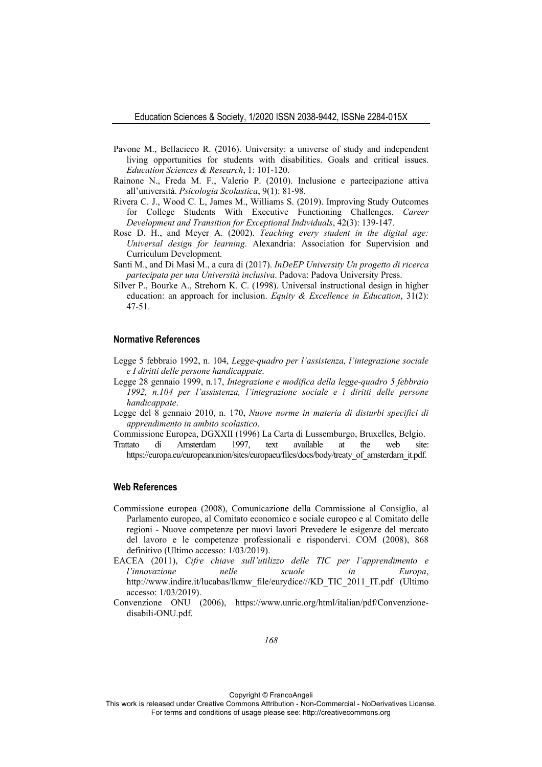Pavone M., Bellacicco R. (2016). University: a universe of study and independent living opportunities for students with disabilities. Goals and critical issues. *Education Sciences & Research*, 1: 101-120.

Rainone N., Freda M. F., Valerio P. (2010). Inclusione e partecipazione attiva all'università. *Psicologia Scolastica*, 9(1): 81-98.

Rivera C. J., Wood C. L, James M., Williams S. (2019). Improving Study Outcomes for College Students With Executive Functioning Challenges. *Career Development and Transition for Exceptional Individuals*, 42(3): 139-147.

Rose D. H., and Meyer A. (2002). *Teaching every student in the digital age: Universal design for learning*. Alexandria: Association for Supervision and Curriculum Development.

Santi M., and Di Masi M., a cura di (2017). *InDeEP University Un progetto di ricerca partecipata per una Università inclusiva*. Padova: Padova University Press.

Silver P., Bourke A., Strehorn K. C. (1998). Universal instructional design in higher education: an approach for inclusion. *Equity & Excellence in Education*, 31(2): 47-51.

## Normative References

Legge 5 febbraio 1992, n. 104, *Legge-quadro per l'assistenza, l'integrazione sociale e I diritti delle persone handicappate*.

Legge 28 gennaio 1999, n.17, *Integrazione e modifica della legge-quadro 5 febbraio 1992, n.104 per l'assistenza, l'integrazione sociale e i diritti delle persone handicappate*.

Legge del 8 gennaio 2010, n. 170, *Nuove norme in materia di disturbi specifici di apprendimento in ambito scolastico*.

Commissione Europea, DGXXII (1996) La Carta di Lussemburgo, Bruxelles, Belgio.

Trattato di Amsterdam 1997, text available at the web site: https://europa.eu/europeanunion/sites/europaeu/files/docs/body/treaty_of_amsterdam_it.pdf.

## Web References

Commissione europea (2008), Comunicazione della Commissione al Consiglio, al Parlamento europeo, al Comitato economico e sociale europeo e al Comitato delle regioni - Nuove competenze per nuovi lavori Prevedere le esigenze del mercato del lavoro e le competenze professionali e rispondervi. COM (2008), 868 definitivo (Ultimo accesso: 1/03/2019).

EACEA (2011), *Cifre chiave sull'utilizzo delle TIC per l'apprendimento e l'innovazione nelle scuole in Europa*, http://www.indire.it/lucabas/lkmw_file/eurydice///KD_TIC_2011_IT.pdf (Ultimo accesso: 1/03/2019).

Convenzione ONU (2006), https://www.unric.org/html/italian/pdf/Convenzione-disabili-ONU.pdf.